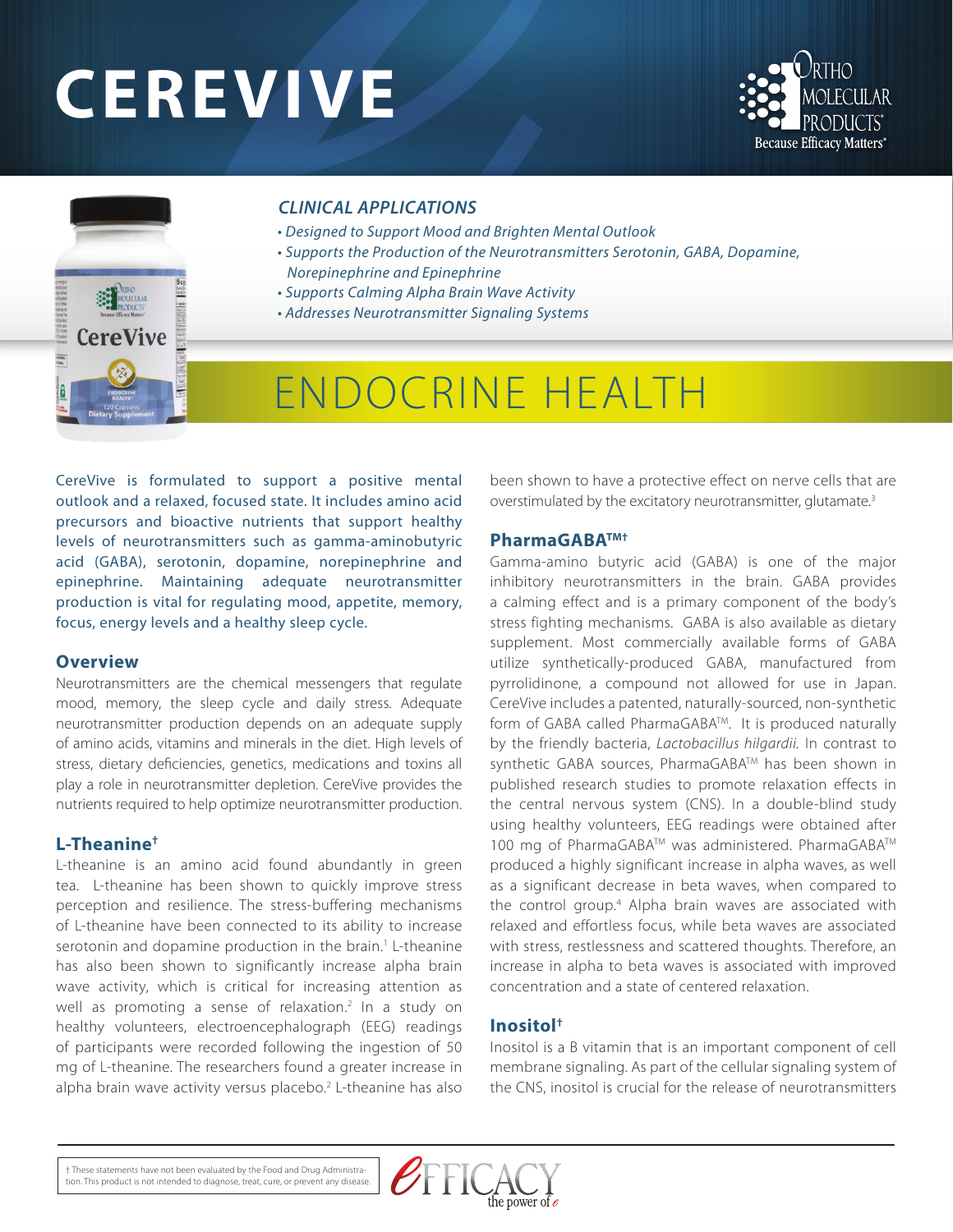# CEREVIVE

## CLINICAL APPLICATIONS

- *Designed to Support Mood and Brighten Mental Outlook*
- *Supports the Production of the Neurotransmitters Serotonin, GABA, Dopamine, Norepinephrine and Epinephrine*
- *Supports Calming Alpha Brain Wave Activity*
- *Addresses Neurotransmitter Signaling Systems*

# ENDOCRINE HEALTH

CereVive is formulated to support a positive mental outlook and a relaxed, focused state. It includes amino acid precursors and bioactive nutrients that support healthy levels of neurotransmitters such as gamma-aminobutyric acid (GABA), serotonin, dopamine, norepinephrine and epinephrine. Maintaining adequate neurotransmitter production is vital for regulating mood, appetite, memory, focus, energy levels and a healthy sleep cycle.

### Overview

Neurotransmitters are the chemical messengers that regulate mood, memory, the sleep cycle and daily stress. Adequate neurotransmitter production depends on an adequate supply of amino acids, vitamins and minerals in the diet. High levels of stress, dietary deficiencies, genetics, medications and toxins all play a role in neurotransmitter depletion. CereVive provides the nutrients required to help optimize neurotransmitter production.

### L-Theanine†

L-theanine is an amino acid found abundantly in green tea. L-theanine has been shown to quickly improve stress perception and resilience. The stress-buffering mechanisms of L-theanine have been connected to its ability to increase serotonin and dopamine production in the brain.[1] L-theanine has also been shown to significantly increase alpha brain wave activity, which is critical for increasing attention as well as promoting a sense of relaxation.[2] In a study on healthy volunteers, electroencephalograph (EEG) readings of participants were recorded following the ingestion of 50 mg of L-theanine. The researchers found a greater increase in alpha brain wave activity versus placebo.[2] L-theanine has also been shown to have a protective effect on nerve cells that are overstimulated by the excitatory neurotransmitter, glutamate.[3]

### PharmaGABA™†

Gamma-amino butyric acid (GABA) is one of the major inhibitory neurotransmitters in the brain. GABA provides a calming effect and is a primary component of the body's stress fighting mechanisms. GABA is also available as dietary supplement. Most commercially available forms of GABA utilize synthetically-produced GABA, manufactured from pyrrolidinone, a compound not allowed for use in Japan. CereVive includes a patented, naturally-sourced, non-synthetic form of GABA called PharmaGABA™. It is produced naturally by the friendly bacteria, *Lactobacillus hilgardii.* In contrast to synthetic GABA sources, PharmaGABA™ has been shown in published research studies to promote relaxation effects in the central nervous system (CNS). In a double-blind study using healthy volunteers, EEG readings were obtained after 100 mg of PharmaGABA™ was administered. PharmaGABA™ produced a highly significant increase in alpha waves, as well as a significant decrease in beta waves, when compared to the control group.[4] Alpha brain waves are associated with relaxed and effortless focus, while beta waves are associated with stress, restlessness and scattered thoughts. Therefore, an increase in alpha to beta waves is associated with improved concentration and a state of centered relaxation.

### Inositol†

Inositol is a B vitamin that is an important component of cell membrane signaling. As part of the cellular signaling system of the CNS, inositol is crucial for the release of neurotransmitters

† These statements have not been evaluated by the Food and Drug Administration. This product is not intended to diagnose, treat, cure, or prevent any disease.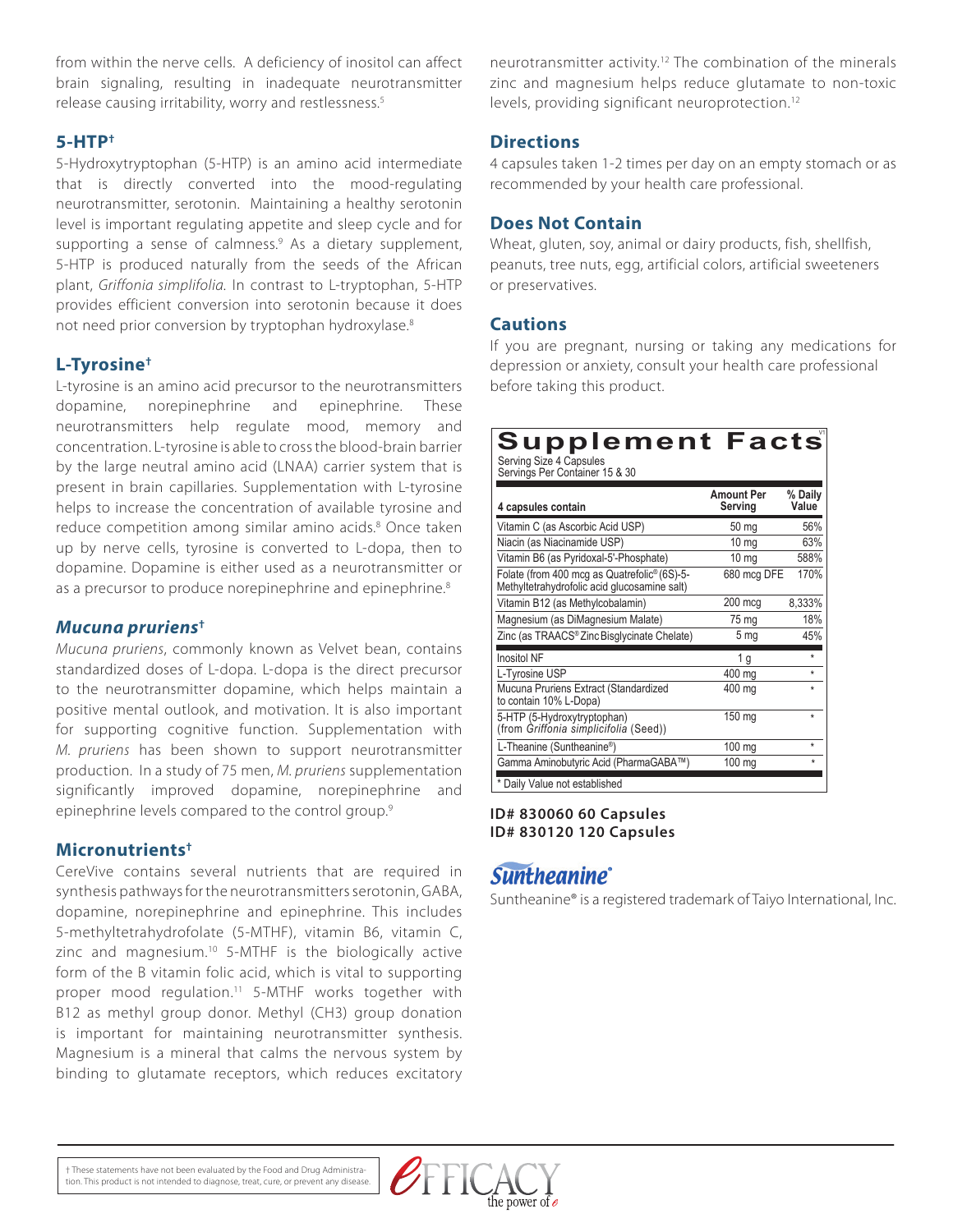from within the nerve cells. A deficiency of inositol can affect brain signaling, resulting in inadequate neurotransmitter release causing irritability, worry and restlessness.[5]

### 5-HTP†

5-Hydroxytryptophan (5-HTP) is an amino acid intermediate that is directly converted into the mood-regulating neurotransmitter, serotonin. Maintaining a healthy serotonin level is important regulating appetite and sleep cycle and for supporting a sense of calmness.[9] As a dietary supplement, 5-HTP is produced naturally from the seeds of the African plant, *Griffonia simplifolia*. In contrast to L-tryptophan, 5-HTP provides efficient conversion into serotonin because it does not need prior conversion by tryptophan hydroxylase.[8]

### L-Tyrosine†

L-tyrosine is an amino acid precursor to the neurotransmitters dopamine, norepinephrine and epinephrine. These neurotransmitters help regulate mood, memory and concentration. L-tyrosine is able to cross the blood-brain barrier by the large neutral amino acid (LNAA) carrier system that is present in brain capillaries. Supplementation with L-tyrosine helps to increase the concentration of available tyrosine and reduce competition among similar amino acids.[8] Once taken up by nerve cells, tyrosine is converted to L-dopa, then to dopamine. Dopamine is either used as a neurotransmitter or as a precursor to produce norepinephrine and epinephrine.[8]

### *Mucuna pruriens*†

*Mucuna pruriens*, commonly known as Velvet bean, contains standardized doses of L-dopa. L-dopa is the direct precursor to the neurotransmitter dopamine, which helps maintain a positive mental outlook, and motivation. It is also important for supporting cognitive function. Supplementation with *M. pruriens* has been shown to support neurotransmitter production. In a study of 75 men, *M. pruriens* supplementation significantly improved dopamine, norepinephrine and epinephrine levels compared to the control group.[9]

### Micronutrients†

CereVive contains several nutrients that are required in synthesis pathways for the neurotransmitters serotonin, GABA, dopamine, norepinephrine and epinephrine. This includes 5-methyltetrahydrofolate (5-MTHF), vitamin B6, vitamin C, zinc and magnesium.[10] 5-MTHF is the biologically active form of the B vitamin folic acid, which is vital to supporting proper mood regulation.[11] 5-MTHF works together with B12 as methyl group donor. Methyl (CH3) group donation is important for maintaining neurotransmitter synthesis. Magnesium is a mineral that calms the nervous system by binding to glutamate receptors, which reduces excitatory neurotransmitter activity.[12] The combination of the minerals zinc and magnesium helps reduce glutamate to non-toxic levels, providing significant neuroprotection.[12]

### Directions

4 capsules taken 1-2 times per day on an empty stomach or as recommended by your health care professional.

### Does Not Contain

Wheat, gluten, soy, animal or dairy products, fish, shellfish, peanuts, tree nuts, egg, artificial colors, artificial sweeteners or preservatives.

### Cautions

If you are pregnant, nursing or taking any medications for depression or anxiety, consult your health care professional before taking this product.

## Supplement Facts

Serving Size 4 Capsules
Servings Per Container 15 & 30

| 4 capsules contain | Amount Per Serving | % Daily Value |
|---|---|---|
| Vitamin C (as Ascorbic Acid USP) | 50 mg | 56% |
| Niacin (as Niacinamide USP) | 10 mg | 63% |
| Vitamin B6 (as Pyridoxal-5'-Phosphate) | 10 mg | 588% |
| Folate (from 400 mcg as Quatrefolic® (6S)-5-Methyltetrahydrofolic acid glucosamine salt) | 680 mcg DFE | 170% |
| Vitamin B12 (as Methylcobalamin) | 200 mcg | 8,333% |
| Magnesium (as DiMagnesium Malate) | 75 mg | 18% |
| Zinc (as TRAACS® Zinc Bisglycinate Chelate) | 5 mg | 45% |
| Inositol NF | 1 g | * |
| L-Tyrosine USP | 400 mg | * |
| Mucuna Pruriens Extract (Standardized to contain 10% L-Dopa) | 400 mg | * |
| 5-HTP (5-Hydroxytryptophan) (from *Griffonia simplicifolia* (Seed)) | 150 mg | * |
| L-Theanine (Suntheanine®) | 100 mg | * |
| Gamma Aminobutyric Acid (PharmaGABA™) | 100 mg | * |

* Daily Value not established

**ID# 830060 60 Capsules**
**ID# 830120 120 Capsules**

Suntheanine® is a registered trademark of Taiyo International, Inc.

† These statements have not been evaluated by the Food and Drug Administration. This product is not intended to diagnose, treat, cure, or prevent any disease.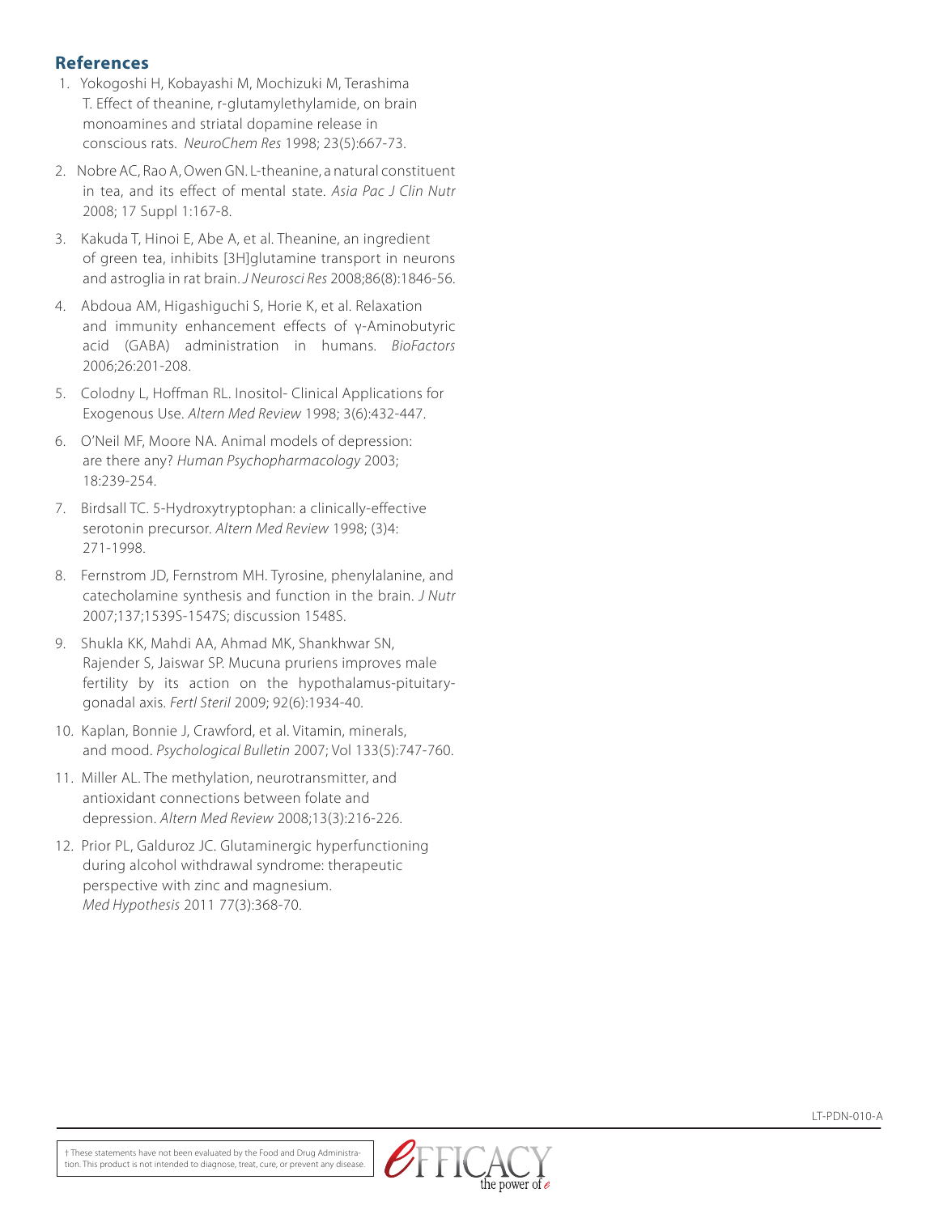## References

1. Yokogoshi H, Kobayashi M, Mochizuki M, Terashima T. Effect of theanine, r-glutamylethylamide, on brain monoamines and striatal dopamine release in conscious rats. *NeuroChem Res* 1998; 23(5):667-73.
2. Nobre AC, Rao A, Owen GN. L-theanine, a natural constituent in tea, and its effect of mental state. *Asia Pac J Clin Nutr* 2008; 17 Suppl 1:167-8.
3. Kakuda T, Hinoi E, Abe A, et al. Theanine, an ingredient of green tea, inhibits [3H]glutamine transport in neurons and astroglia in rat brain. *J Neurosci Res* 2008;86(8):1846-56.
4. Abdoua AM, Higashiguchi S, Horie K, et al. Relaxation and immunity enhancement effects of γ-Aminobutyric acid (GABA) administration in humans. *BioFactors* 2006;26:201-208.
5. Colodny L, Hoffman RL. Inositol- Clinical Applications for Exogenous Use. *Altern Med Review* 1998; 3(6):432-447.
6. O'Neil MF, Moore NA. Animal models of depression: are there any? *Human Psychopharmacology* 2003; 18:239-254.
7. Birdsall TC. 5-Hydroxytryptophan: a clinically-effective serotonin precursor. *Altern Med Review* 1998; (3)4: 271-1998.
8. Fernstrom JD, Fernstrom MH. Tyrosine, phenylalanine, and catecholamine synthesis and function in the brain. *J Nutr* 2007;137;1539S-1547S; discussion 1548S.
9. Shukla KK, Mahdi AA, Ahmad MK, Shankhwar SN, Rajender S, Jaiswar SP. Mucuna pruriens improves male fertility by its action on the hypothalamus-pituitary-gonadal axis. *Fertl Steril* 2009; 92(6):1934-40.
10. Kaplan, Bonnie J, Crawford, et al. Vitamin, minerals, and mood. *Psychological Bulletin* 2007; Vol 133(5):747-760.
11. Miller AL. The methylation, neurotransmitter, and antioxidant connections between folate and depression. *Altern Med Review* 2008;13(3):216-226.
12. Prior PL, Galduroz JC. Glutaminergic hyperfunctioning during alcohol withdrawal syndrome: therapeutic perspective with zinc and magnesium. *Med Hypothesis* 2011 77(3):368-70.

LT-PDN-010-A

† These statements have not been evaluated by the Food and Drug Administration. This product is not intended to diagnose, treat, cure, or prevent any disease.

EFFICACY the power of e